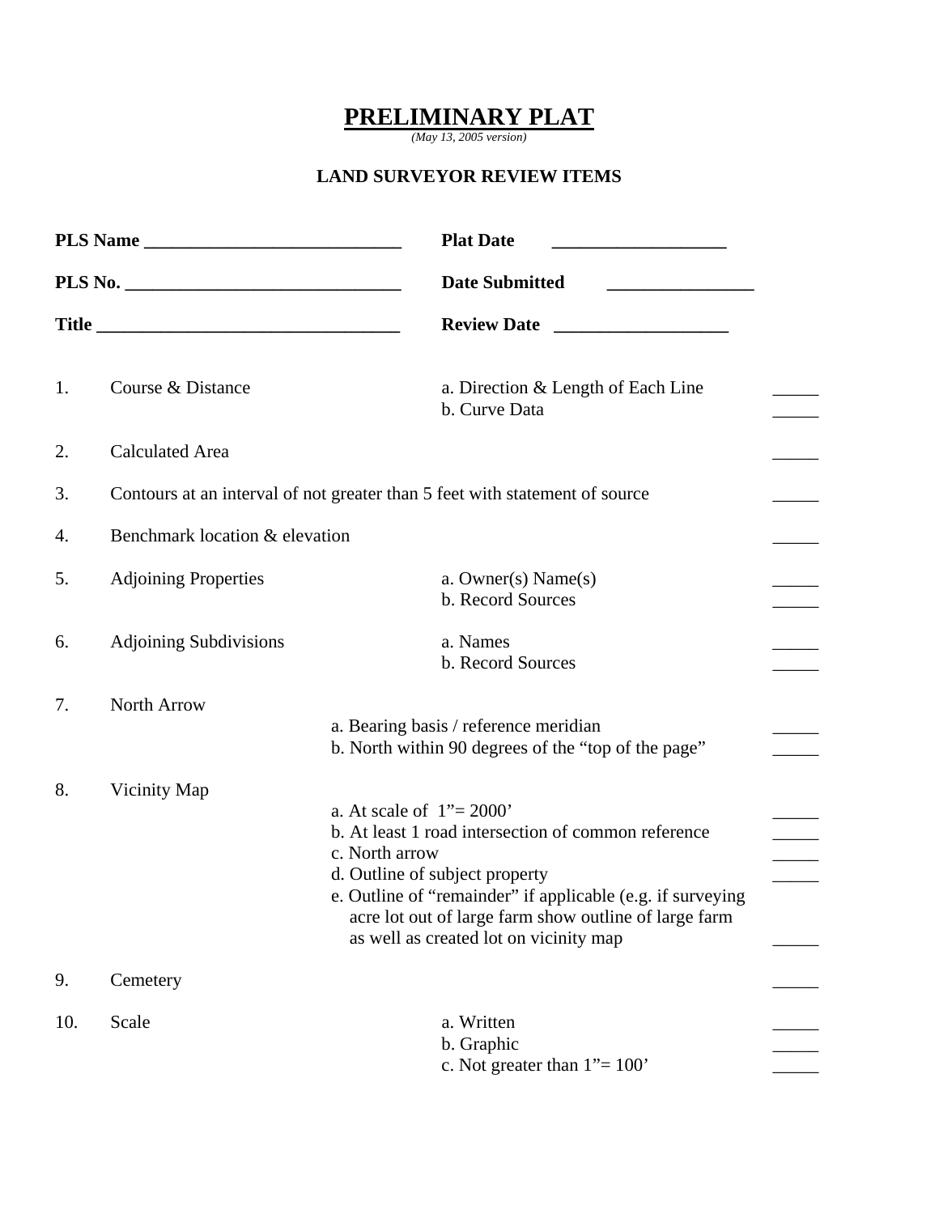# PRELIMINARY PLAT

*(May 13, 2005 version)*

## LAND SURVEYOR REVIEW ITEMS

**PLS Name** ____________________________ **Plat Date** ___________________

**PLS No.** ______________________________ **Date Submitted** ________________

**Title** _________________________________ **Review Date** ___________________

| No. | Item | Sub-item | Check |
|---|---|---|---|
| 1. | Course & Distance | a. Direction & Length of Each Line | _____ |
| | | b. Curve Data | _____ |
| 2. | Calculated Area | | _____ |
| 3. | Contours at an interval of not greater than 5 feet with statement of source | | _____ |
| 4. | Benchmark location & elevation | | _____ |
| 5. | Adjoining Properties | a. Owner(s) Name(s) | _____ |
| | | b. Record Sources | _____ |
| 6. | Adjoining Subdivisions | a. Names | _____ |
| | | b. Record Sources | _____ |
| 7. | North Arrow | a. Bearing basis / reference meridian | _____ |
| | | b. North within 90 degrees of the "top of the page" | _____ |
| 8. | Vicinity Map | a. At scale of 1"= 2000' | _____ |
| | | b. At least 1 road intersection of common reference | _____ |
| | | c. North arrow | _____ |
| | | d. Outline of subject property | _____ |
| | | e. Outline of "remainder" if applicable (e.g. if surveying acre lot out of large farm show outline of large farm as well as created lot on vicinity map | _____ |
| 9. | Cemetery | | _____ |
| 10. | Scale | a. Written | _____ |
| | | b. Graphic | _____ |
| | | c. Not greater than 1"= 100' | _____ |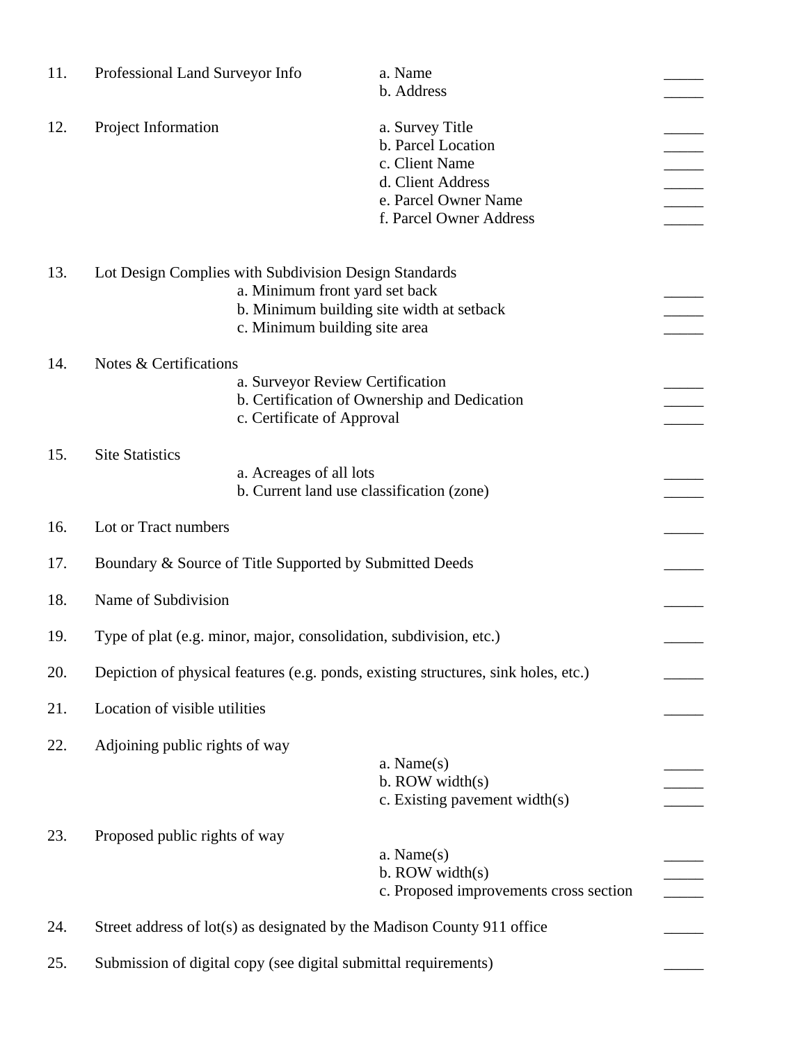11. Professional Land Surveyor Info
    - a. Name _____
    - b. Address _____

12. Project Information
    - a. Survey Title _____
    - b. Parcel Location _____
    - c. Client Name _____
    - d. Client Address _____
    - e. Parcel Owner Name _____
    - f. Parcel Owner Address _____

13. Lot Design Complies with Subdivision Design Standards
    - a. Minimum front yard set back _____
    - b. Minimum building site width at setback _____
    - c. Minimum building site area _____

14. Notes & Certifications
    - a. Surveyor Review Certification _____
    - b. Certification of Ownership and Dedication _____
    - c. Certificate of Approval _____

15. Site Statistics
    - a. Acreages of all lots _____
    - b. Current land use classification (zone) _____

16. Lot or Tract numbers _____

17. Boundary & Source of Title Supported by Submitted Deeds _____

18. Name of Subdivision _____

19. Type of plat (e.g. minor, major, consolidation, subdivision, etc.) _____

20. Depiction of physical features (e.g. ponds, existing structures, sink holes, etc.) _____

21. Location of visible utilities _____

22. Adjoining public rights of way
    - a. Name(s) _____
    - b. ROW width(s) _____
    - c. Existing pavement width(s) _____

23. Proposed public rights of way
    - a. Name(s) _____
    - b. ROW width(s) _____
    - c. Proposed improvements cross section _____

24. Street address of lot(s) as designated by the Madison County 911 office _____

25. Submission of digital copy (see digital submittal requirements) _____